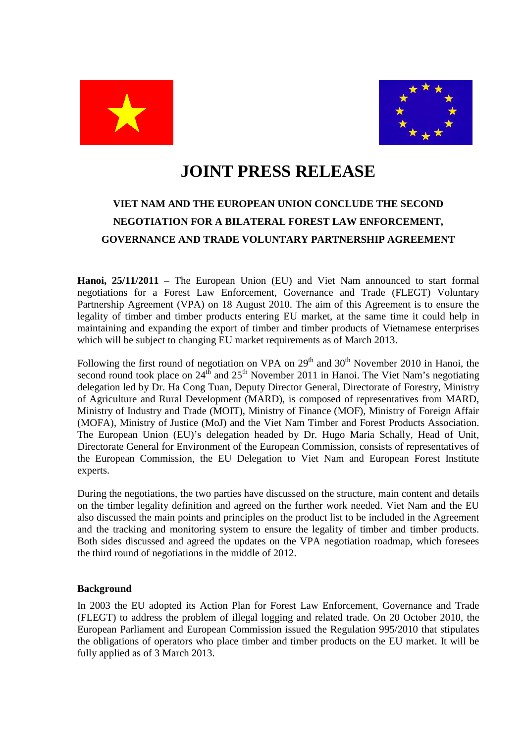# JOINT PRESS RELEASE

## VIET NAM AND THE EUROPEAN UNION CONCLUDE THE SECOND NEGOTIATION FOR A BILATERAL FOREST LAW ENFORCEMENT, GOVERNANCE AND TRADE VOLUNTARY PARTNERSHIP AGREEMENT

**Hanoi, 25/11/2011** – The European Union (EU) and Viet Nam announced to start formal negotiations for a Forest Law Enforcement, Governance and Trade (FLEGT) Voluntary Partnership Agreement (VPA) on 18 August 2010. The aim of this Agreement is to ensure the legality of timber and timber products entering EU market, at the same time it could help in maintaining and expanding the export of timber and timber products of Vietnamese enterprises which will be subject to changing EU market requirements as of March 2013.

Following the first round of negotiation on VPA on 29th and 30th November 2010 in Hanoi, the second round took place on 24th and 25th November 2011 in Hanoi. The Viet Nam's negotiating delegation led by Dr. Ha Cong Tuan, Deputy Director General, Directorate of Forestry, Ministry of Agriculture and Rural Development (MARD), is composed of representatives from MARD, Ministry of Industry and Trade (MOIT), Ministry of Finance (MOF), Ministry of Foreign Affair (MOFA), Ministry of Justice (MoJ) and the Viet Nam Timber and Forest Products Association. The European Union (EU)'s delegation headed by Dr. Hugo Maria Schally, Head of Unit, Directorate General for Environment of the European Commission, consists of representatives of the European Commission, the EU Delegation to Viet Nam and European Forest Institute experts.

During the negotiations, the two parties have discussed on the structure, main content and details on the timber legality definition and agreed on the further work needed. Viet Nam and the EU also discussed the main points and principles on the product list to be included in the Agreement and the tracking and monitoring system to ensure the legality of timber and timber products. Both sides discussed and agreed the updates on the VPA negotiation roadmap, which foresees the third round of negotiations in the middle of 2012.

**Background**

In 2003 the EU adopted its Action Plan for Forest Law Enforcement, Governance and Trade (FLEGT) to address the problem of illegal logging and related trade. On 20 October 2010, the European Parliament and European Commission issued the Regulation 995/2010 that stipulates the obligations of operators who place timber and timber products on the EU market. It will be fully applied as of 3 March 2013.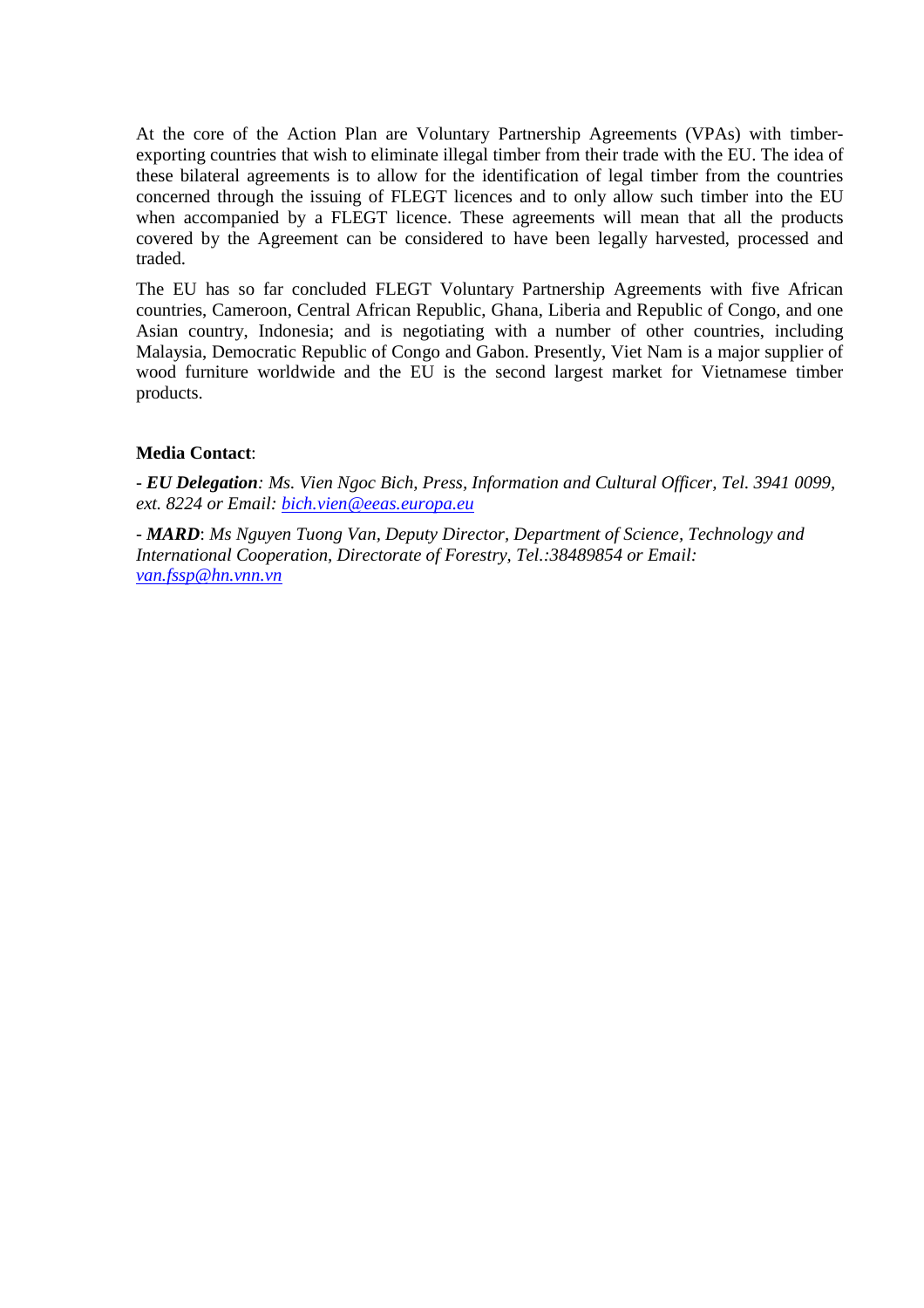At the core of the Action Plan are Voluntary Partnership Agreements (VPAs) with timber-exporting countries that wish to eliminate illegal timber from their trade with the EU. The idea of these bilateral agreements is to allow for the identification of legal timber from the countries concerned through the issuing of FLEGT licences and to only allow such timber into the EU when accompanied by a FLEGT licence. These agreements will mean that all the products covered by the Agreement can be considered to have been legally harvested, processed and traded.

The EU has so far concluded FLEGT Voluntary Partnership Agreements with five African countries, Cameroon, Central African Republic, Ghana, Liberia and Republic of Congo, and one Asian country, Indonesia; and is negotiating with a number of other countries, including Malaysia, Democratic Republic of Congo and Gabon. Presently, Viet Nam is a major supplier of wood furniture worldwide and the EU is the second largest market for Vietnamese timber products.

**Media Contact**:

- ***EU Delegation****: Ms. Vien Ngoc Bich, Press, Information and Cultural Officer, Tel. 3941 0099, ext. 8224 or Email: bich.vien@eeas.europa.eu*

- ***MARD***: *Ms Nguyen Tuong Van, Deputy Director, Department of Science, Technology and International Cooperation, Directorate of Forestry, Tel.:38489854 or Email: van.fssp@hn.vnn.vn*